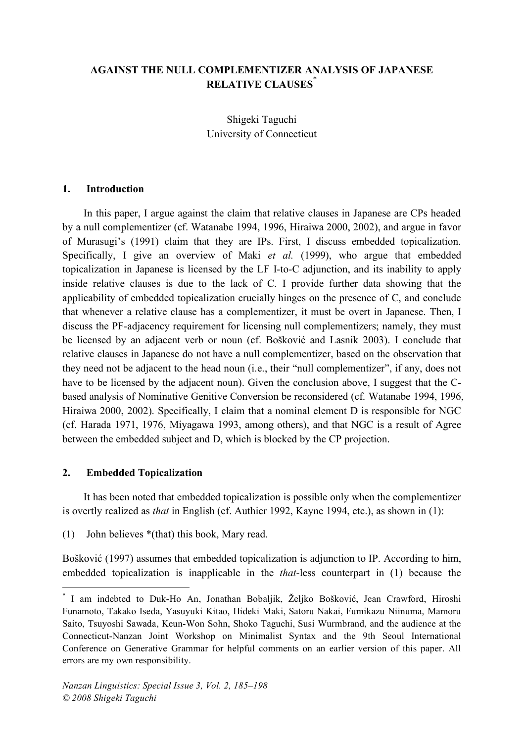# AGAINST THE NULL COMPLEMENTIZER ANALYSIS OF JAPANESE RELATIVE CLAUSES*

Shigeki Taguchi
University of Connecticut

## 1. Introduction

In this paper, I argue against the claim that relative clauses in Japanese are CPs headed by a null complementizer (cf. Watanabe 1994, 1996, Hiraiwa 2000, 2002), and argue in favor of Murasugi's (1991) claim that they are IPs. First, I discuss embedded topicalization. Specifically, I give an overview of Maki *et al.* (1999), who argue that embedded topicalization in Japanese is licensed by the LF I-to-C adjunction, and its inability to apply inside relative clauses is due to the lack of C. I provide further data showing that the applicability of embedded topicalization crucially hinges on the presence of C, and conclude that whenever a relative clause has a complementizer, it must be overt in Japanese. Then, I discuss the PF-adjacency requirement for licensing null complementizers; namely, they must be licensed by an adjacent verb or noun (cf. Bošković and Lasnik 2003). I conclude that relative clauses in Japanese do not have a null complementizer, based on the observation that they need not be adjacent to the head noun (i.e., their "null complementizer", if any, does not have to be licensed by the adjacent noun). Given the conclusion above, I suggest that the C-based analysis of Nominative Genitive Conversion be reconsidered (cf. Watanabe 1994, 1996, Hiraiwa 2000, 2002). Specifically, I claim that a nominal element D is responsible for NGC (cf. Harada 1971, 1976, Miyagawa 1993, among others), and that NGC is a result of Agree between the embedded subject and D, which is blocked by the CP projection.

## 2. Embedded Topicalization

It has been noted that embedded topicalization is possible only when the complementizer is overtly realized as *that* in English (cf. Authier 1992, Kayne 1994, etc.), as shown in (1):

(1) John believes *(that) this book, Mary read.

Bošković (1997) assumes that embedded topicalization is adjunction to IP. According to him, embedded topicalization is inapplicable in the *that*-less counterpart in (1) because the

---

* I am indebted to Duk-Ho An, Jonathan Bobaljik, Željko Bošković, Jean Crawford, Hiroshi Funamoto, Takako Iseda, Yasuyuki Kitao, Hideki Maki, Satoru Nakai, Fumikazu Niinuma, Mamoru Saito, Tsuyoshi Sawada, Keun-Won Sohn, Shoko Taguchi, Susi Wurmbrand, and the audience at the Connecticut-Nanzan Joint Workshop on Minimalist Syntax and the 9th Seoul International Conference on Generative Grammar for helpful comments on an earlier version of this paper. All errors are my own responsibility.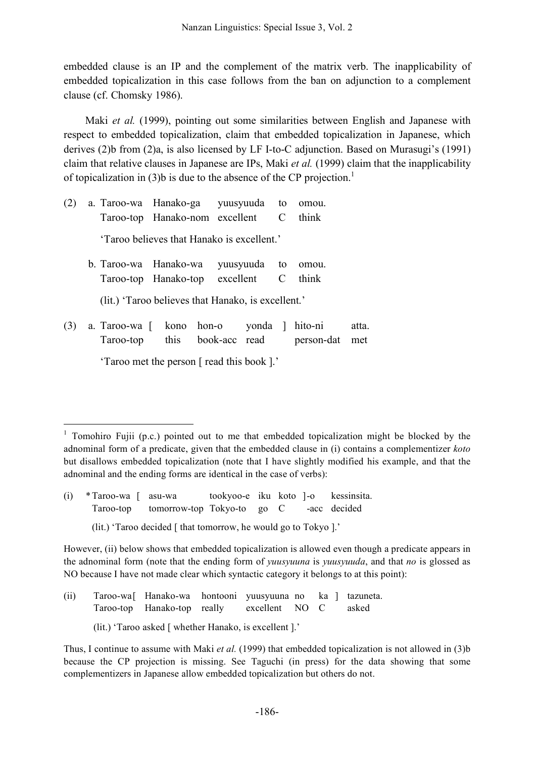embedded clause is an IP and the complement of the matrix verb. The inapplicability of embedded topicalization in this case follows from the ban on adjunction to a complement clause (cf. Chomsky 1986).

Maki *et al.* (1999), pointing out some similarities between English and Japanese with respect to embedded topicalization, claim that embedded topicalization in Japanese, which derives (2)b from (2)a, is also licensed by LF I-to-C adjunction. Based on Murasugi's (1991) claim that relative clauses in Japanese are IPs, Maki *et al.* (1999) claim that the inapplicability of topicalization in (3)b is due to the absence of the CP projection.[1]

(2) a. Taroo-wa Hanako-ga yuusyuuda to omou.
   Taroo-top Hanako-nom excellent C think

   'Taroo believes that Hanako is excellent.'

 b. Taroo-wa Hanako-wa yuusyuuda to omou.
   Taroo-top Hanako-top excellent C think

   (lit.) 'Taroo believes that Hanako, is excellent.'

(3) a. Taroo-wa [ kono hon-o yonda ] hito-ni atta.
   Taroo-top this book-acc read person-dat met

   'Taroo met the person [ read this book ].'

---

[1] Tomohiro Fujii (p.c.) pointed out to me that embedded topicalization might be blocked by the adnominal form of a predicate, given that the embedded clause in (i) contains a complementizer *koto* but disallows embedded topicalization (note that I have slightly modified his example, and that the adnominal and the ending forms are identical in the case of verbs):

(i) \*Taroo-wa [ asu-wa tookyoo-e iku koto ]-o kessinsita.
  Taroo-top tomorrow-top Tokyo-to go C -acc decided

  (lit.) 'Taroo decided [ that tomorrow, he would go to Tokyo ].'

However, (ii) below shows that embedded topicalization is allowed even though a predicate appears in the adnominal form (note that the ending form of *yuusyuuna* is *yuusyuuda*, and that *no* is glossed as NO because I have not made clear which syntactic category it belongs to at this point):

(ii) Taroo-wa [ Hanako-wa hontooni yuusyuuna no ka ] tazuneta.
  Taroo-top Hanako-top really excellent NO C asked

  (lit.) 'Taroo asked [ whether Hanako, is excellent ].'

Thus, I continue to assume with Maki *et al.* (1999) that embedded topicalization is not allowed in (3)b because the CP projection is missing. See Taguchi (in press) for the data showing that some complementizers in Japanese allow embedded topicalization but others do not.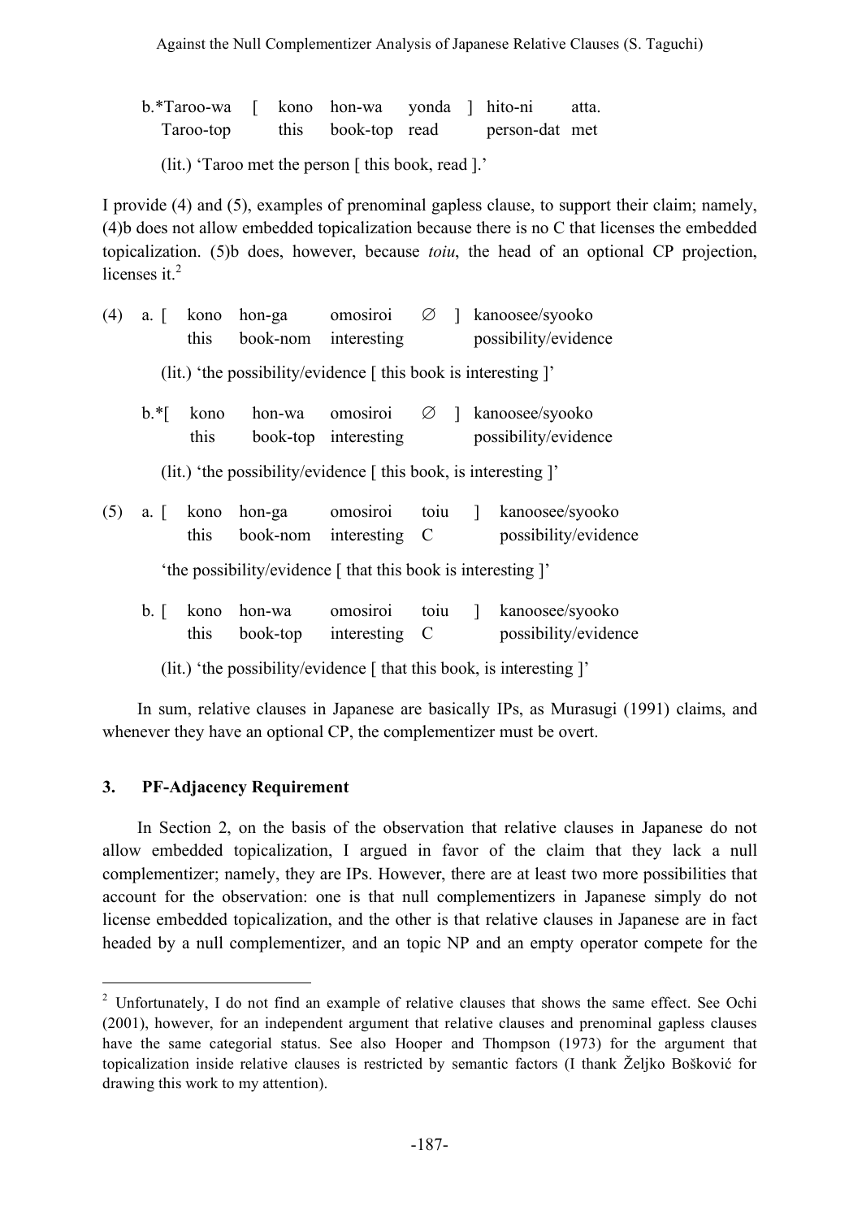b.*Taroo-wa [ kono hon-wa yonda ] hito-ni atta.
   Taroo-top this book-top read person-dat met

   (lit.) 'Taroo met the person [ this book, read ].'

I provide (4) and (5), examples of prenominal gapless clause, to support their claim; namely, (4)b does not allow embedded topicalization because there is no C that licenses the embedded topicalization. (5)b does, however, because *toiu*, the head of an optional CP projection, licenses it.[2]

(4) a. [ kono hon-ga omosiroi ∅ ] kanoosee/syooko
        this book-nom interesting possibility/evidence

   (lit.) 'the possibility/evidence [ this book is interesting ]'

   b.*[ kono hon-wa omosiroi ∅ ] kanoosee/syooko
        this book-top interesting possibility/evidence

   (lit.) 'the possibility/evidence [ this book, is interesting ]'

(5) a. [ kono hon-ga omosiroi toiu ] kanoosee/syooko
        this book-nom interesting C possibility/evidence

   'the possibility/evidence [ that this book is interesting ]'

   b. [ kono hon-wa omosiroi toiu ] kanoosee/syooko
        this book-top interesting C possibility/evidence

   (lit.) 'the possibility/evidence [ that this book, is interesting ]'

In sum, relative clauses in Japanese are basically IPs, as Murasugi (1991) claims, and whenever they have an optional CP, the complementizer must be overt.

## 3. PF-Adjacency Requirement

In Section 2, on the basis of the observation that relative clauses in Japanese do not allow embedded topicalization, I argued in favor of the claim that they lack a null complementizer; namely, they are IPs. However, there are at least two more possibilities that account for the observation: one is that null complementizers in Japanese simply do not license embedded topicalization, and the other is that relative clauses in Japanese are in fact headed by a null complementizer, and an topic NP and an empty operator compete for the

---

[2] Unfortunately, I do not find an example of relative clauses that shows the same effect. See Ochi (2001), however, for an independent argument that relative clauses and prenominal gapless clauses have the same categorial status. See also Hooper and Thompson (1973) for the argument that topicalization inside relative clauses is restricted by semantic factors (I thank Željko Bošković for drawing this work to my attention).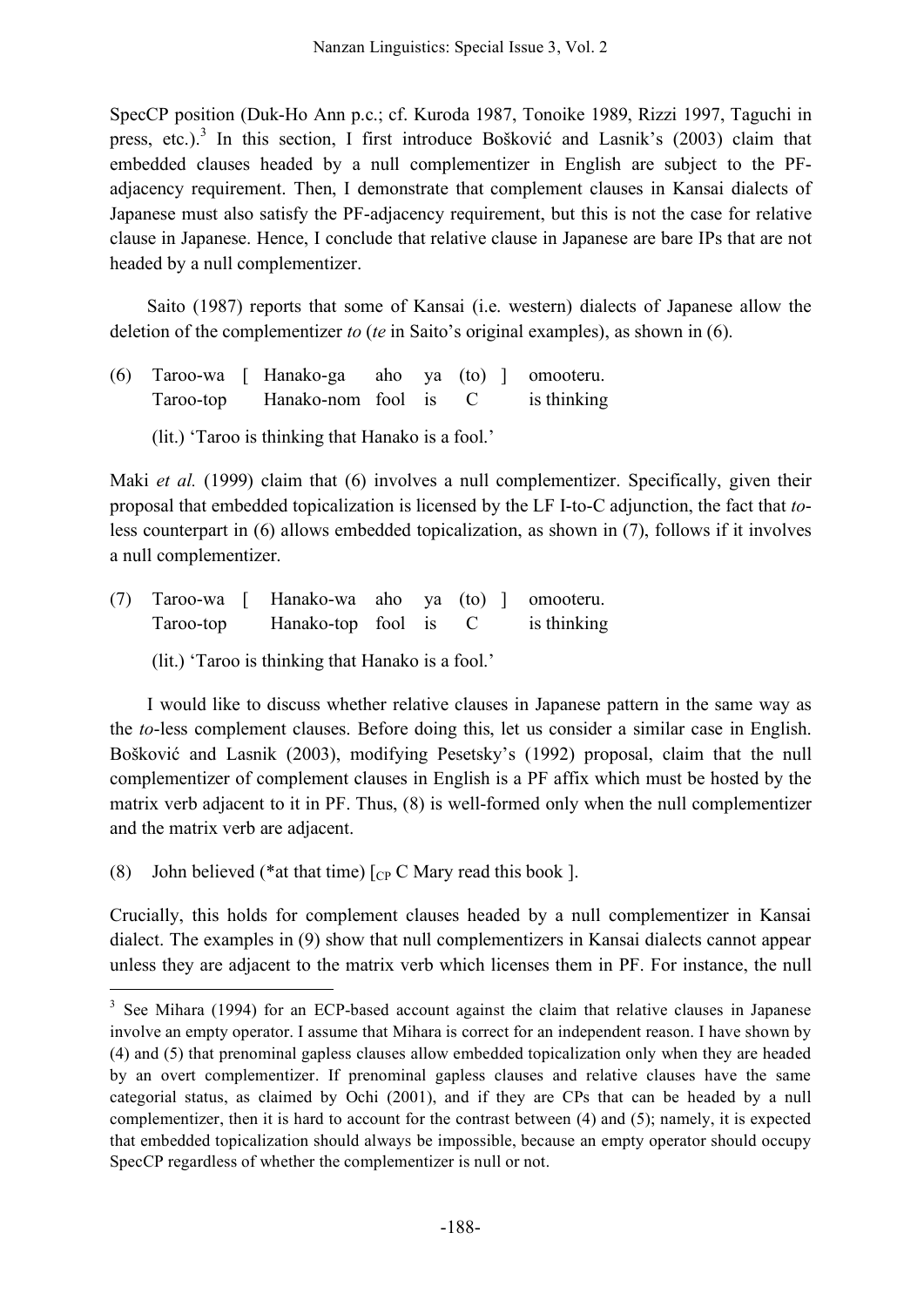SpecCP position (Duk-Ho Ann p.c.; cf. Kuroda 1987, Tonoike 1989, Rizzi 1997, Taguchi in press, etc.).[3] In this section, I first introduce Bošković and Lasnik's (2003) claim that embedded clauses headed by a null complementizer in English are subject to the PF-adjacency requirement. Then, I demonstrate that complement clauses in Kansai dialects of Japanese must also satisfy the PF-adjacency requirement, but this is not the case for relative clause in Japanese. Hence, I conclude that relative clause in Japanese are bare IPs that are not headed by a null complementizer.

Saito (1987) reports that some of Kansai (i.e. western) dialects of Japanese allow the deletion of the complementizer *to* (*te* in Saito's original examples), as shown in (6).

(6) Taroo-wa [ Hanako-ga aho ya (to) ] omooteru.
    Taroo-top Hanako-nom fool is C is thinking

    (lit.) 'Taroo is thinking that Hanako is a fool.'

Maki *et al.* (1999) claim that (6) involves a null complementizer. Specifically, given their proposal that embedded topicalization is licensed by the LF I-to-C adjunction, the fact that *to*-less counterpart in (6) allows embedded topicalization, as shown in (7), follows if it involves a null complementizer.

(7) Taroo-wa [ Hanako-wa aho ya (to) ] omooteru.
    Taroo-top Hanako-top fool is C is thinking

    (lit.) 'Taroo is thinking that Hanako is a fool.'

I would like to discuss whether relative clauses in Japanese pattern in the same way as the *to*-less complement clauses. Before doing this, let us consider a similar case in English. Bošković and Lasnik (2003), modifying Pesetsky's (1992) proposal, claim that the null complementizer of complement clauses in English is a PF affix which must be hosted by the matrix verb adjacent to it in PF. Thus, (8) is well-formed only when the null complementizer and the matrix verb are adjacent.

(8) John believed (*at that time) [$_{CP}$ C Mary read this book ].

Crucially, this holds for complement clauses headed by a null complementizer in Kansai dialect. The examples in (9) show that null complementizers in Kansai dialects cannot appear unless they are adjacent to the matrix verb which licenses them in PF. For instance, the null

[3] See Mihara (1994) for an ECP-based account against the claim that relative clauses in Japanese involve an empty operator. I assume that Mihara is correct for an independent reason. I have shown by (4) and (5) that prenominal gapless clauses allow embedded topicalization only when they are headed by an overt complementizer. If prenominal gapless clauses and relative clauses have the same categorial status, as claimed by Ochi (2001), and if they are CPs that can be headed by a null complementizer, then it is hard to account for the contrast between (4) and (5); namely, it is expected that embedded topicalization should always be impossible, because an empty operator should occupy SpecCP regardless of whether the complementizer is null or not.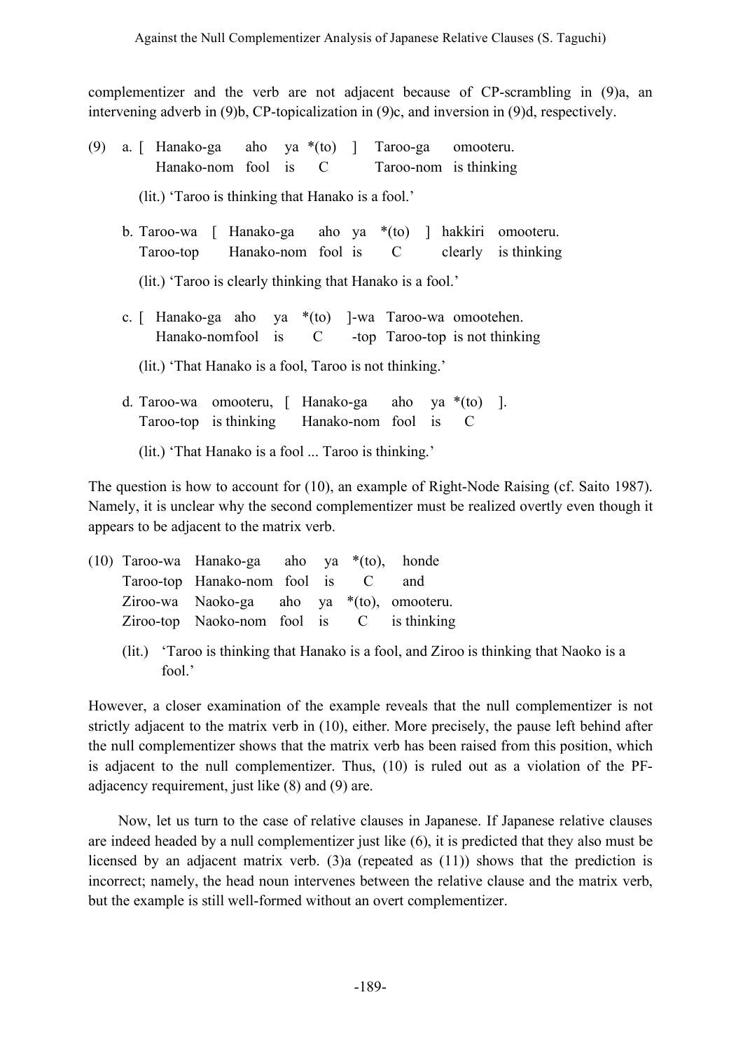complementizer and the verb are not adjacent because of CP-scrambling in (9)a, an intervening adverb in (9)b, CP-topicalization in (9)c, and inversion in (9)d, respectively.

(9) a. [ Hanako-ga aho ya *(to) ] Taroo-ga omooteru.
   Hanako-nom fool is C Taroo-nom is thinking

   (lit.) 'Taroo is thinking that Hanako is a fool.'

b. Taroo-wa [ Hanako-ga aho ya *(to) ] hakkiri omooteru.
   Taroo-top Hanako-nom fool is C clearly is thinking

   (lit.) 'Taroo is clearly thinking that Hanako is a fool.'

c. [ Hanako-ga aho ya *(to) ]-wa Taroo-wa omootehen.
   Hanako-nom fool is C -top Taroo-top is not thinking

   (lit.) 'That Hanako is a fool, Taroo is not thinking.'

d. Taroo-wa omooteru, [ Hanako-ga aho ya *(to) ].
   Taroo-top is thinking Hanako-nom fool is C

   (lit.) 'That Hanako is a fool ... Taroo is thinking.'

The question is how to account for (10), an example of Right-Node Raising (cf. Saito 1987). Namely, it is unclear why the second complementizer must be realized overtly even though it appears to be adjacent to the matrix verb.

(10) Taroo-wa Hanako-ga aho ya *(to), honde
   Taroo-top Hanako-nom fool is C and
   Ziroo-wa Naoko-ga aho ya *(to), omooteru.
   Ziroo-top Naoko-nom fool is C is thinking

   (lit.) 'Taroo is thinking that Hanako is a fool, and Ziroo is thinking that Naoko is a fool.'

However, a closer examination of the example reveals that the null complementizer is not strictly adjacent to the matrix verb in (10), either. More precisely, the pause left behind after the null complementizer shows that the matrix verb has been raised from this position, which is adjacent to the null complementizer. Thus, (10) is ruled out as a violation of the PF-adjacency requirement, just like (8) and (9) are.

Now, let us turn to the case of relative clauses in Japanese. If Japanese relative clauses are indeed headed by a null complementizer just like (6), it is predicted that they also must be licensed by an adjacent matrix verb. (3)a (repeated as (11)) shows that the prediction is incorrect; namely, the head noun intervenes between the relative clause and the matrix verb, but the example is still well-formed without an overt complementizer.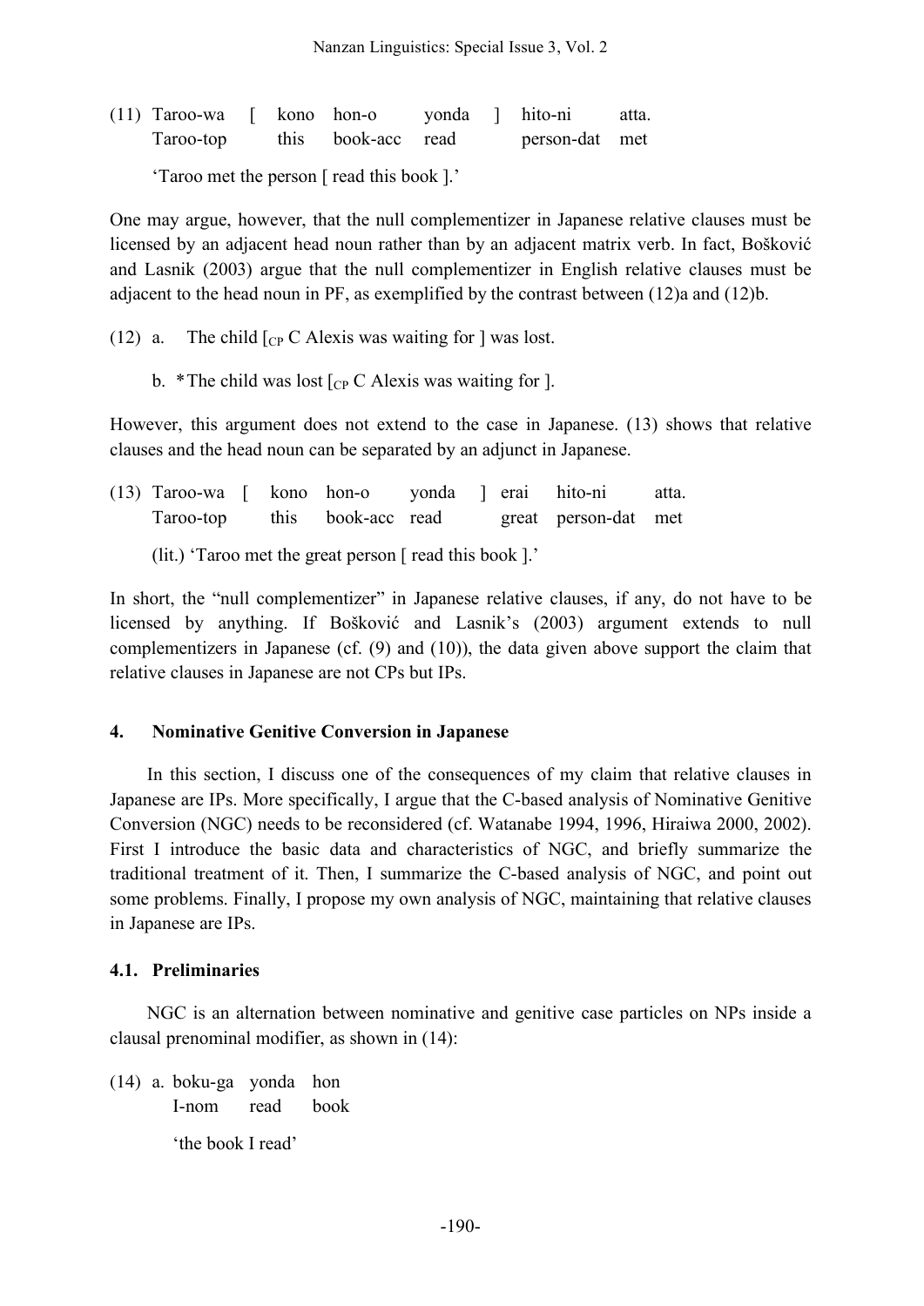(11) Taroo-wa [ kono hon-o yonda ] hito-ni atta.
     Taroo-top this book-acc read person-dat met

     'Taroo met the person [ read this book ].'

One may argue, however, that the null complementizer in Japanese relative clauses must be licensed by an adjacent head noun rather than by an adjacent matrix verb. In fact, Bošković and Lasnik (2003) argue that the null complementizer in English relative clauses must be adjacent to the head noun in PF, as exemplified by the contrast between (12)a and (12)b.

(12) a. The child [$_{CP}$ C Alexis was waiting for ] was lost.

     b. *The child was lost [$_{CP}$ C Alexis was waiting for ].

However, this argument does not extend to the case in Japanese. (13) shows that relative clauses and the head noun can be separated by an adjunct in Japanese.

(13) Taroo-wa [ kono hon-o yonda ] erai hito-ni atta.
     Taroo-top this book-acc read great person-dat met

     (lit.) 'Taroo met the great person [ read this book ].'

In short, the "null complementizer" in Japanese relative clauses, if any, do not have to be licensed by anything. If Bošković and Lasnik's (2003) argument extends to null complementizers in Japanese (cf. (9) and (10)), the data given above support the claim that relative clauses in Japanese are not CPs but IPs.

## 4. Nominative Genitive Conversion in Japanese

In this section, I discuss one of the consequences of my claim that relative clauses in Japanese are IPs. More specifically, I argue that the C-based analysis of Nominative Genitive Conversion (NGC) needs to be reconsidered (cf. Watanabe 1994, 1996, Hiraiwa 2000, 2002). First I introduce the basic data and characteristics of NGC, and briefly summarize the traditional treatment of it. Then, I summarize the C-based analysis of NGC, and point out some problems. Finally, I propose my own analysis of NGC, maintaining that relative clauses in Japanese are IPs.

### 4.1. Preliminaries

NGC is an alternation between nominative and genitive case particles on NPs inside a clausal prenominal modifier, as shown in (14):

(14) a. boku-ga yonda hon
        I-nom read book

        'the book I read'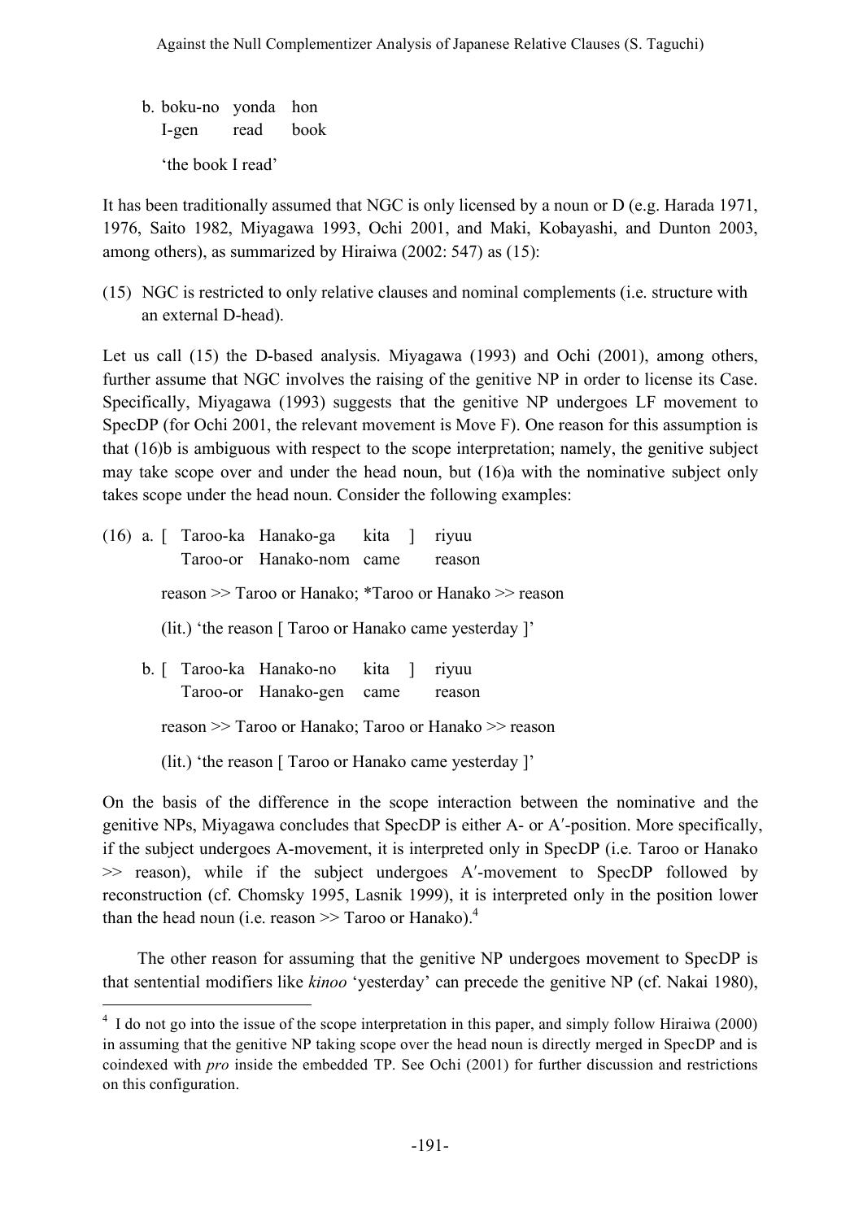b. boku-no yonda hon
   I-gen read book

   'the book I read'

It has been traditionally assumed that NGC is only licensed by a noun or D (e.g. Harada 1971, 1976, Saito 1982, Miyagawa 1993, Ochi 2001, and Maki, Kobayashi, and Dunton 2003, among others), as summarized by Hiraiwa (2002: 547) as (15):

(15) NGC is restricted to only relative clauses and nominal complements (i.e. structure with an external D-head).

Let us call (15) the D-based analysis. Miyagawa (1993) and Ochi (2001), among others, further assume that NGC involves the raising of the genitive NP in order to license its Case. Specifically, Miyagawa (1993) suggests that the genitive NP undergoes LF movement to SpecDP (for Ochi 2001, the relevant movement is Move F). One reason for this assumption is that (16)b is ambiguous with respect to the scope interpretation; namely, the genitive subject may take scope over and under the head noun, but (16)a with the nominative subject only takes scope under the head noun. Consider the following examples:

(16) a. [ Taroo-ka Hanako-ga kita ] riyuu
   Taroo-or Hanako-nom came reason

   reason >> Taroo or Hanako; *Taroo or Hanako >> reason

   (lit.) 'the reason [ Taroo or Hanako came yesterday ]'

b. [ Taroo-ka Hanako-no kita ] riyuu
   Taroo-or Hanako-gen came reason

   reason >> Taroo or Hanako; Taroo or Hanako >> reason

   (lit.) 'the reason [ Taroo or Hanako came yesterday ]'

On the basis of the difference in the scope interaction between the nominative and the genitive NPs, Miyagawa concludes that SpecDP is either A- or A′-position. More specifically, if the subject undergoes A-movement, it is interpreted only in SpecDP (i.e. Taroo or Hanako >> reason), while if the subject undergoes A′-movement to SpecDP followed by reconstruction (cf. Chomsky 1995, Lasnik 1999), it is interpreted only in the position lower than the head noun (i.e. reason >> Taroo or Hanako).[4]

The other reason for assuming that the genitive NP undergoes movement to SpecDP is that sentential modifiers like *kinoo* 'yesterday' can precede the genitive NP (cf. Nakai 1980),

[4] I do not go into the issue of the scope interpretation in this paper, and simply follow Hiraiwa (2000) in assuming that the genitive NP taking scope over the head noun is directly merged in SpecDP and is coindexed with *pro* inside the embedded TP. See Ochi (2001) for further discussion and restrictions on this configuration.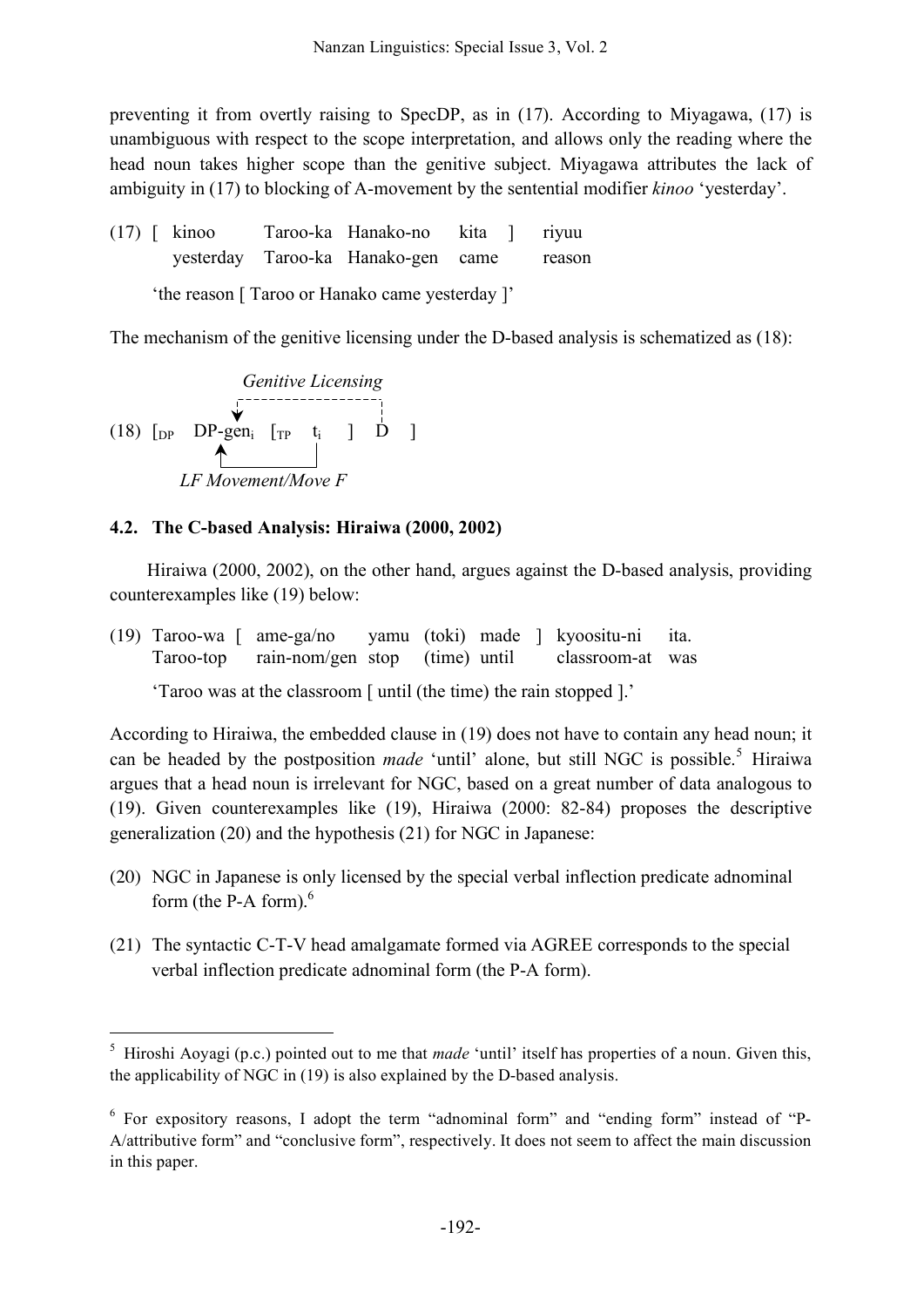preventing it from overtly raising to SpecDP, as in (17). According to Miyagawa, (17) is unambiguous with respect to the scope interpretation, and allows only the reading where the head noun takes higher scope than the genitive subject. Miyagawa attributes the lack of ambiguity in (17) to blocking of A-movement by the sentential modifier *kinoo* 'yesterday'.

(17) [ kinoo Taroo-ka Hanako-no kita ] riyuu
yesterday Taroo-ka Hanako-gen came reason

'the reason [ Taroo or Hanako came yesterday ]'

The mechanism of the genitive licensing under the D-based analysis is schematized as (18):

*Genitive Licensing*

(18) [$_{DP}$ DP-gen$_i$ [$_{TP}$ t$_i$ ] D ]

*LF Movement/Move F*

### 4.2. The C-based Analysis: Hiraiwa (2000, 2002)

Hiraiwa (2000, 2002), on the other hand, argues against the D-based analysis, providing counterexamples like (19) below:

(19) Taroo-wa [ ame-ga/no yamu (toki) made ] kyoositu-ni ita.
Taroo-top rain-nom/gen stop (time) until classroom-at was

'Taroo was at the classroom [ until (the time) the rain stopped ].'

According to Hiraiwa, the embedded clause in (19) does not have to contain any head noun; it can be headed by the postposition *made* 'until' alone, but still NGC is possible.[5] Hiraiwa argues that a head noun is irrelevant for NGC, based on a great number of data analogous to (19). Given counterexamples like (19), Hiraiwa (2000: 82-84) proposes the descriptive generalization (20) and the hypothesis (21) for NGC in Japanese:

(20) NGC in Japanese is only licensed by the special verbal inflection predicate adnominal form (the P-A form).[6]

(21) The syntactic C-T-V head amalgamate formed via AGREE corresponds to the special verbal inflection predicate adnominal form (the P-A form).

---

[5] Hiroshi Aoyagi (p.c.) pointed out to me that *made* 'until' itself has properties of a noun. Given this, the applicability of NGC in (19) is also explained by the D-based analysis.

[6] For expository reasons, I adopt the term "adnominal form" and "ending form" instead of "P-A/attributive form" and "conclusive form", respectively. It does not seem to affect the main discussion in this paper.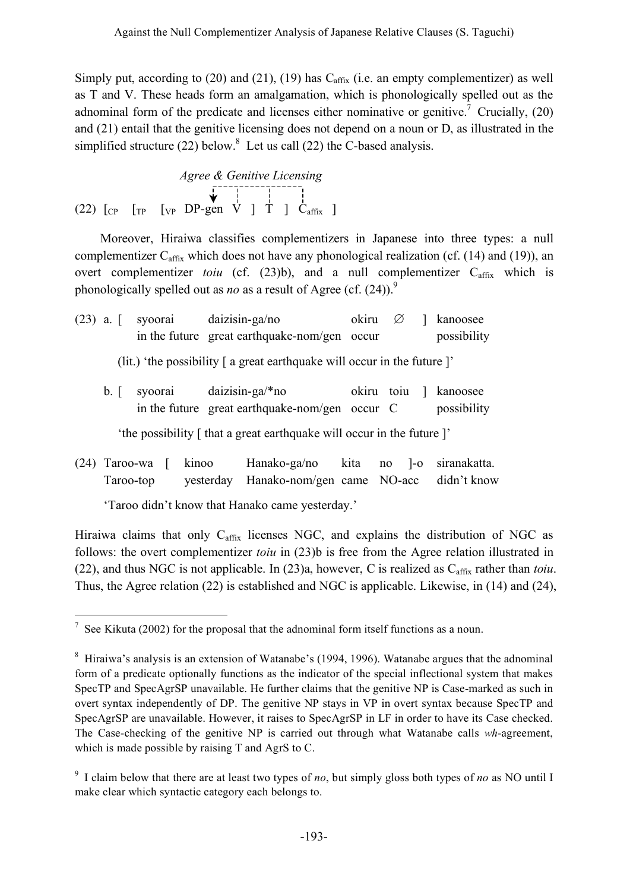Simply put, according to (20) and (21), (19) has $C_{affix}$ (i.e. an empty complementizer) as well as T and V. These heads form an amalgamation, which is phonologically spelled out as the adnominal form of the predicate and licenses either nominative or genitive.[7] Crucially, (20) and (21) entail that the genitive licensing does not depend on a noun or D, as illustrated in the simplified structure (22) below.[8] Let us call (22) the C-based analysis.

*Agree & Genitive Licensing*

(22) $[_{CP}$ $[_{TP}$ $[_{VP}$ DP-gen V ] T ] $C_{affix}$ ]

Moreover, Hiraiwa classifies complementizers in Japanese into three types: a null complementizer $C_{affix}$ which does not have any phonological realization (cf. (14) and (19)), an overt complementizer *toiu* (cf. (23)b), and a null complementizer $C_{affix}$ which is phonologically spelled out as *no* as a result of Agree (cf. (24)).[9]

(23) a. [ syoorai daizisin-ga/no okiru ∅ ] kanoosee
in the future great earthquake-nom/gen occur possibility

(lit.) 'the possibility [ a great earthquake will occur in the future ]'

b. [ syoorai daizisin-ga/*no okiru toiu ] kanoosee
in the future great earthquake-nom/gen occur C possibility

'the possibility [ that a great earthquake will occur in the future ]'

(24) Taroo-wa [ kinoo Hanako-ga/no kita no ]-o siranakatta.
Taroo-top yesterday Hanako-nom/gen came NO-acc didn't know

'Taroo didn't know that Hanako came yesterday.'

Hiraiwa claims that only $C_{affix}$ licenses NGC, and explains the distribution of NGC as follows: the overt complementizer *toiu* in (23)b is free from the Agree relation illustrated in (22), and thus NGC is not applicable. In (23)a, however, C is realized as $C_{affix}$ rather than *toiu*. Thus, the Agree relation (22) is established and NGC is applicable. Likewise, in (14) and (24),

---

[7] See Kikuta (2002) for the proposal that the adnominal form itself functions as a noun.

[8] Hiraiwa's analysis is an extension of Watanabe's (1994, 1996). Watanabe argues that the adnominal form of a predicate optionally functions as the indicator of the special inflectional system that makes SpecTP and SpecAgrSP unavailable. He further claims that the genitive NP is Case-marked as such in overt syntax independently of DP. The genitive NP stays in VP in overt syntax because SpecTP and SpecAgrSP are unavailable. However, it raises to SpecAgrSP in LF in order to have its Case checked. The Case-checking of the genitive NP is carried out through what Watanabe calls *wh*-agreement, which is made possible by raising T and AgrS to C.

[9] I claim below that there are at least two types of *no*, but simply gloss both types of *no* as NO until I make clear which syntactic category each belongs to.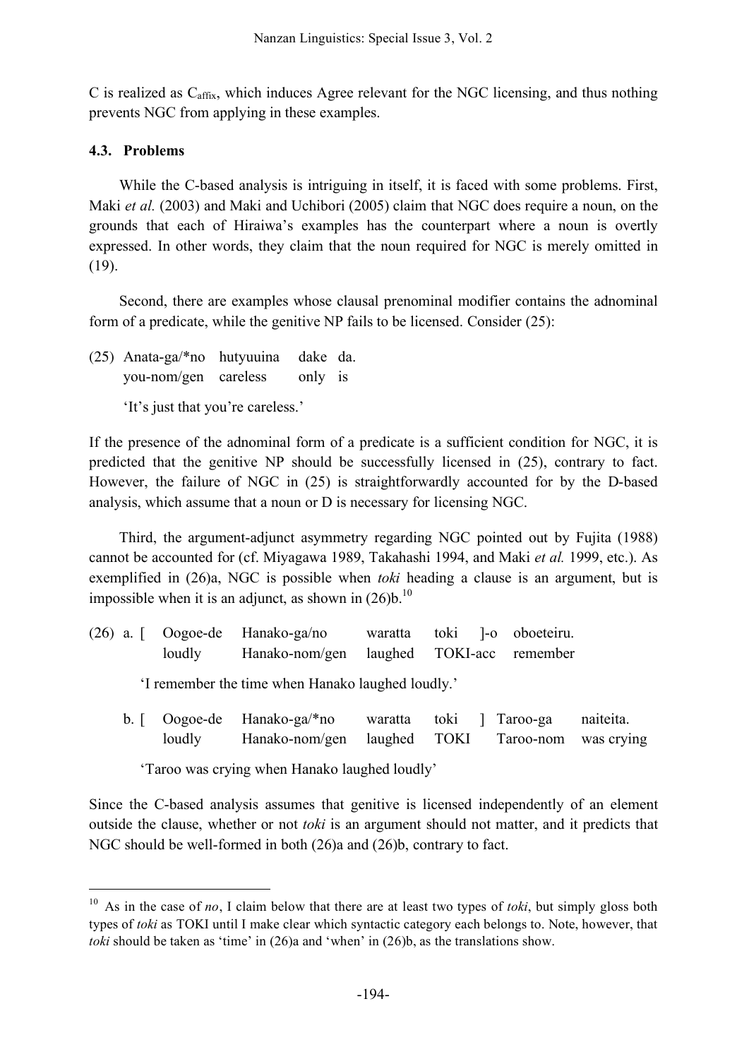C is realized as $C_{affix}$, which induces Agree relevant for the NGC licensing, and thus nothing prevents NGC from applying in these examples.

### 4.3. Problems

While the C-based analysis is intriguing in itself, it is faced with some problems. First, Maki *et al.* (2003) and Maki and Uchibori (2005) claim that NGC does require a noun, on the grounds that each of Hiraiwa's examples has the counterpart where a noun is overtly expressed. In other words, they claim that the noun required for NGC is merely omitted in (19).

Second, there are examples whose clausal prenominal modifier contains the adnominal form of a predicate, while the genitive NP fails to be licensed. Consider (25):

(25) Anata-ga/*no hutyuuina dake da.
 you-nom/gen careless only is

 'It's just that you're careless.'

If the presence of the adnominal form of a predicate is a sufficient condition for NGC, it is predicted that the genitive NP should be successfully licensed in (25), contrary to fact. However, the failure of NGC in (25) is straightforwardly accounted for by the D-based analysis, which assume that a noun or D is necessary for licensing NGC.

Third, the argument-adjunct asymmetry regarding NGC pointed out by Fujita (1988) cannot be accounted for (cf. Miyagawa 1989, Takahashi 1994, and Maki *et al.* 1999, etc.). As exemplified in (26)a, NGC is possible when *toki* heading a clause is an argument, but is impossible when it is an adjunct, as shown in (26)b.[10]

(26) a. [ Oogoe-de Hanako-ga/no waratta toki ]-o oboeteiru.
 loudly Hanako-nom/gen laughed TOKI-acc remember

 'I remember the time when Hanako laughed loudly.'

 b. [ Oogoe-de Hanako-ga/*no waratta toki ] Taroo-ga naiteita.
 loudly Hanako-nom/gen laughed TOKI Taroo-nom was crying

 'Taroo was crying when Hanako laughed loudly'

Since the C-based analysis assumes that genitive is licensed independently of an element outside the clause, whether or not *toki* is an argument should not matter, and it predicts that NGC should be well-formed in both (26)a and (26)b, contrary to fact.

[10] As in the case of *no*, I claim below that there are at least two types of *toki*, but simply gloss both types of *toki* as TOKI until I make clear which syntactic category each belongs to. Note, however, that *toki* should be taken as 'time' in (26)a and 'when' in (26)b, as the translations show.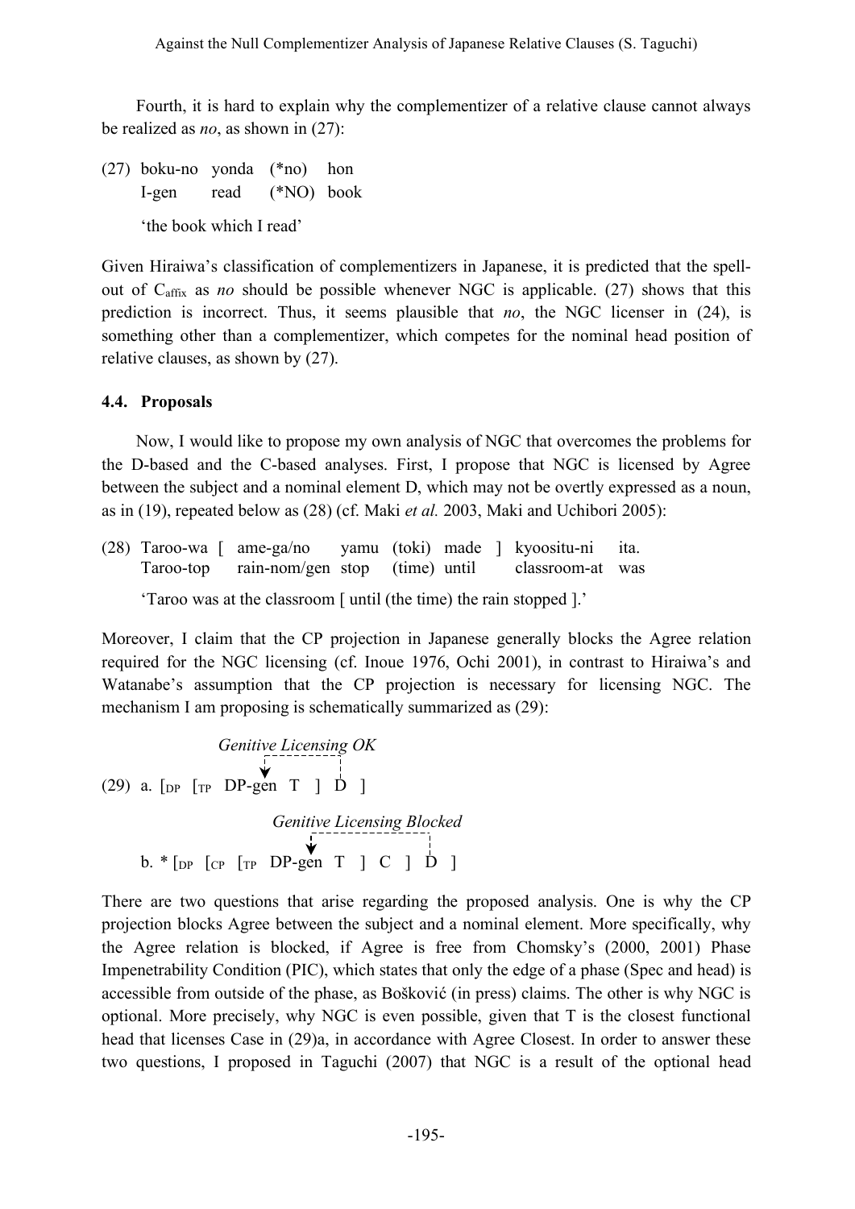Fourth, it is hard to explain why the complementizer of a relative clause cannot always be realized as *no*, as shown in (27):

(27) boku-no yonda (*no) hon
     I-gen read (*NO) book
     'the book which I read'

Given Hiraiwa's classification of complementizers in Japanese, it is predicted that the spell-out of $C_{affix}$ as *no* should be possible whenever NGC is applicable. (27) shows that this prediction is incorrect. Thus, it seems plausible that *no*, the NGC licenser in (24), is something other than a complementizer, which competes for the nominal head position of relative clauses, as shown by (27).

### 4.4. Proposals

Now, I would like to propose my own analysis of NGC that overcomes the problems for the D-based and the C-based analyses. First, I propose that NGC is licensed by Agree between the subject and a nominal element D, which may not be overtly expressed as a noun, as in (19), repeated below as (28) (cf. Maki *et al.* 2003, Maki and Uchibori 2005):

(28) Taroo-wa [ ame-ga/no yamu (toki) made ] kyoositu-ni ita.
     Taroo-top rain-nom/gen stop (time) until classroom-at was
     'Taroo was at the classroom [ until (the time) the rain stopped ].'

Moreover, I claim that the CP projection in Japanese generally blocks the Agree relation required for the NGC licensing (cf. Inoue 1976, Ochi 2001), in contrast to Hiraiwa's and Watanabe's assumption that the CP projection is necessary for licensing NGC. The mechanism I am proposing is schematically summarized as (29):

(29) a. [$_{DP}$ [$_{TP}$ DP-gen T ] D ]   *Genitive Licensing OK*

     b. * [$_{DP}$ [$_{CP}$ [$_{TP}$ DP-gen T ] C ] D ]   *Genitive Licensing Blocked*

There are two questions that arise regarding the proposed analysis. One is why the CP projection blocks Agree between the subject and a nominal element. More specifically, why the Agree relation is blocked, if Agree is free from Chomsky's (2000, 2001) Phase Impenetrability Condition (PIC), which states that only the edge of a phase (Spec and head) is accessible from outside of the phase, as Bošković (in press) claims. The other is why NGC is optional. More precisely, why NGC is even possible, given that T is the closest functional head that licenses Case in (29)a, in accordance with Agree Closest. In order to answer these two questions, I proposed in Taguchi (2007) that NGC is a result of the optional head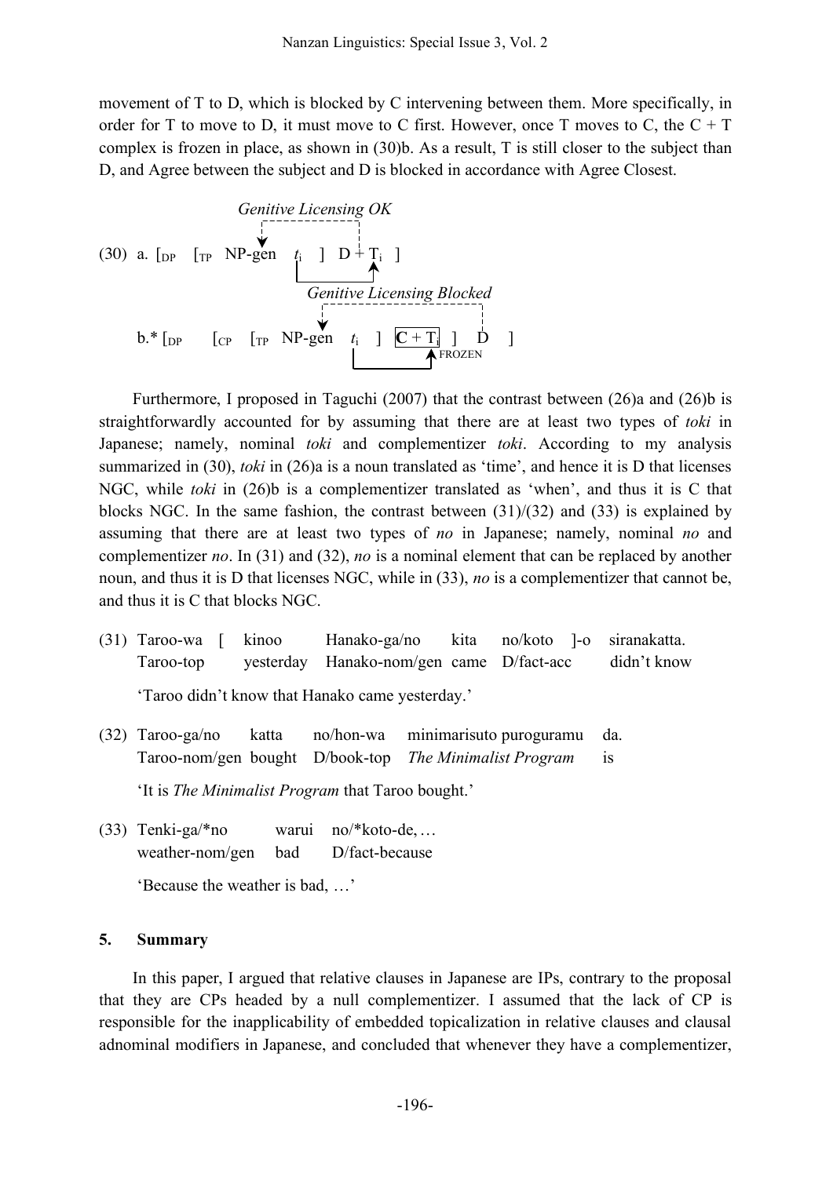movement of T to D, which is blocked by C intervening between them. More specifically, in order for T to move to D, it must move to C first. However, once T moves to C, the C + T complex is frozen in place, as shown in (30)b. As a result, T is still closer to the subject than D, and Agree between the subject and D is blocked in accordance with Agree Closest.

(30) a. [$_{DP}$ [$_{TP}$ NP-gen $t_i$ ] D + T$_i$ ]  — *Genitive Licensing OK*

b.* [$_{DP}$ [$_{CP}$ [$_{TP}$ NP-gen $t_i$ ] **C** + T$_i$ ] D ]  — *Genitive Licensing Blocked* (C + T$_i$ FROZEN)

Furthermore, I proposed in Taguchi (2007) that the contrast between (26)a and (26)b is straightforwardly accounted for by assuming that there are at least two types of *toki* in Japanese; namely, nominal *toki* and complementizer *toki*. According to my analysis summarized in (30), *toki* in (26)a is a noun translated as 'time', and hence it is D that licenses NGC, while *toki* in (26)b is a complementizer translated as 'when', and thus it is C that blocks NGC. In the same fashion, the contrast between (31)/(32) and (33) is explained by assuming that there are at least two types of *no* in Japanese; namely, nominal *no* and complementizer *no*. In (31) and (32), *no* is a nominal element that can be replaced by another noun, and thus it is D that licenses NGC, while in (33), *no* is a complementizer that cannot be, and thus it is C that blocks NGC.

(31) Taroo-wa [ kinoo Hanako-ga/no kita no/koto ]-o siranakatta.
Taroo-top yesterday Hanako-nom/gen came D/fact-acc didn't know

'Taroo didn't know that Hanako came yesterday.'

(32) Taroo-ga/no katta no/hon-wa minimarisuto puroguramu da.
Taroo-nom/gen bought D/book-top *The Minimalist Program* is

'It is *The Minimalist Program* that Taroo bought.'

(33) Tenki-ga/*no warui no/*koto-de, …
weather-nom/gen bad D/fact-because

'Because the weather is bad, …'

## 5. Summary

In this paper, I argued that relative clauses in Japanese are IPs, contrary to the proposal that they are CPs headed by a null complementizer. I assumed that the lack of CP is responsible for the inapplicability of embedded topicalization in relative clauses and clausal adnominal modifiers in Japanese, and concluded that whenever they have a complementizer,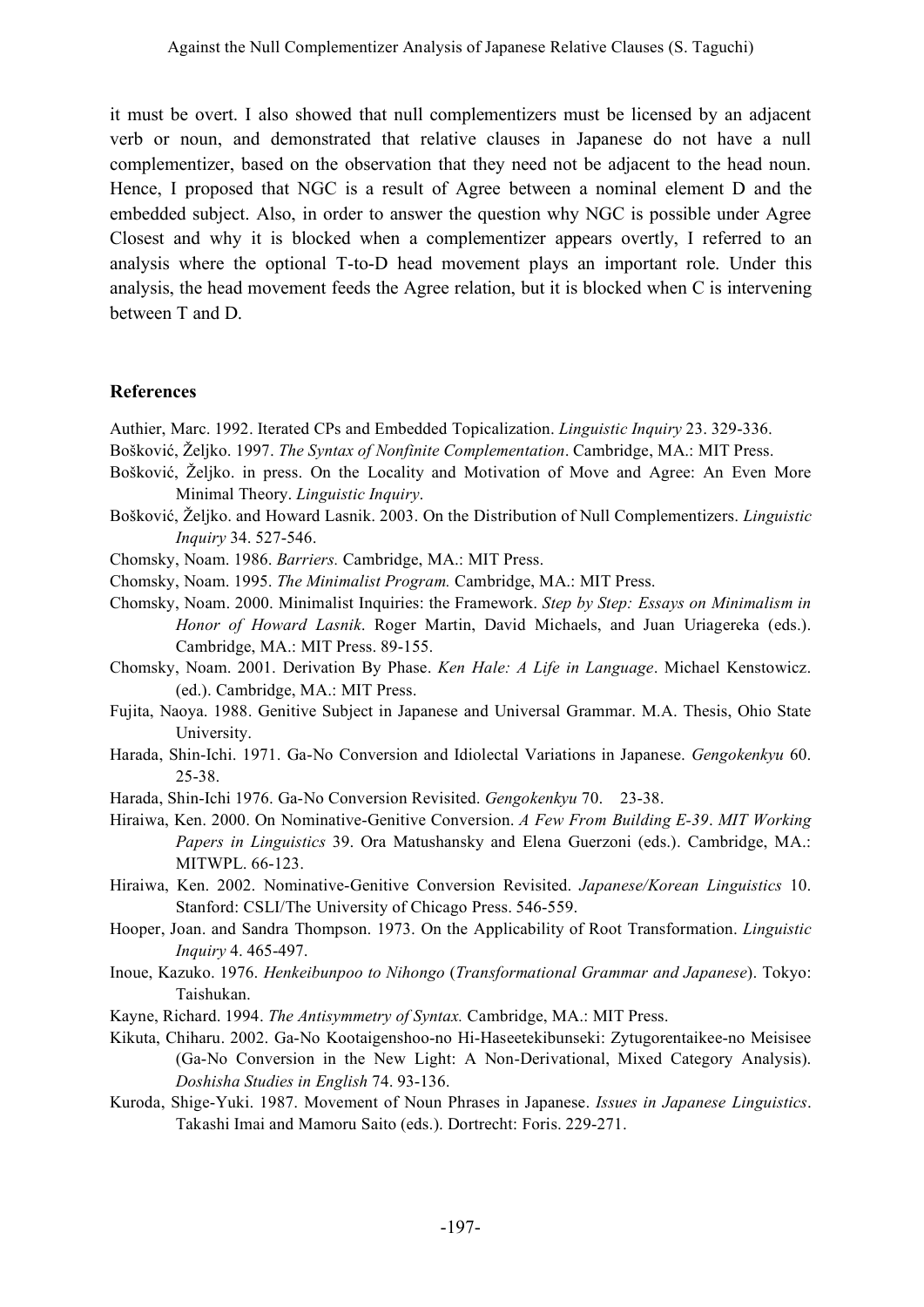it must be overt. I also showed that null complementizers must be licensed by an adjacent verb or noun, and demonstrated that relative clauses in Japanese do not have a null complementizer, based on the observation that they need not be adjacent to the head noun. Hence, I proposed that NGC is a result of Agree between a nominal element D and the embedded subject. Also, in order to answer the question why NGC is possible under Agree Closest and why it is blocked when a complementizer appears overtly, I referred to an analysis where the optional T-to-D head movement plays an important role. Under this analysis, the head movement feeds the Agree relation, but it is blocked when C is intervening between T and D.

## References

Authier, Marc. 1992. Iterated CPs and Embedded Topicalization. *Linguistic Inquiry* 23. 329-336.

Bošković, Željko. 1997. *The Syntax of Nonfinite Complementation*. Cambridge, MA.: MIT Press.

Bošković, Željko. in press. On the Locality and Motivation of Move and Agree: An Even More Minimal Theory. *Linguistic Inquiry*.

Bošković, Željko. and Howard Lasnik. 2003. On the Distribution of Null Complementizers. *Linguistic Inquiry* 34. 527-546.

Chomsky, Noam. 1986. *Barriers.* Cambridge, MA.: MIT Press.

Chomsky, Noam. 1995. *The Minimalist Program.* Cambridge, MA.: MIT Press.

Chomsky, Noam. 2000. Minimalist Inquiries: the Framework. *Step by Step: Essays on Minimalism in Honor of Howard Lasnik*. Roger Martin, David Michaels, and Juan Uriagereka (eds.). Cambridge, MA.: MIT Press. 89-155.

Chomsky, Noam. 2001. Derivation By Phase. *Ken Hale: A Life in Language*. Michael Kenstowicz. (ed.). Cambridge, MA.: MIT Press.

Fujita, Naoya. 1988. Genitive Subject in Japanese and Universal Grammar. M.A. Thesis, Ohio State University.

Harada, Shin-Ichi. 1971. Ga-No Conversion and Idiolectal Variations in Japanese. *Gengokenkyu* 60. 25-38.

Harada, Shin-Ichi 1976. Ga-No Conversion Revisited. *Gengokenkyu* 70. 23-38.

Hiraiwa, Ken. 2000. On Nominative-Genitive Conversion. *A Few From Building E-39*. *MIT Working Papers in Linguistics* 39. Ora Matushansky and Elena Guerzoni (eds.). Cambridge, MA.: MITWPL. 66-123.

Hiraiwa, Ken. 2002. Nominative-Genitive Conversion Revisited. *Japanese/Korean Linguistics* 10. Stanford: CSLI/The University of Chicago Press. 546-559.

Hooper, Joan. and Sandra Thompson. 1973. On the Applicability of Root Transformation. *Linguistic Inquiry* 4. 465-497.

Inoue, Kazuko. 1976. *Henkeibunpoo to Nihongo* (*Transformational Grammar and Japanese*). Tokyo: Taishukan.

Kayne, Richard. 1994. *The Antisymmetry of Syntax.* Cambridge, MA.: MIT Press.

Kikuta, Chiharu. 2002. Ga-No Kootaigenshoo-no Hi-Haseetekibunseki: Zytugorentaikee-no Meisisee (Ga-No Conversion in the New Light: A Non-Derivational, Mixed Category Analysis). *Doshisha Studies in English* 74. 93-136.

Kuroda, Shige-Yuki. 1987. Movement of Noun Phrases in Japanese. *Issues in Japanese Linguistics*. Takashi Imai and Mamoru Saito (eds.). Dortrecht: Foris. 229-271.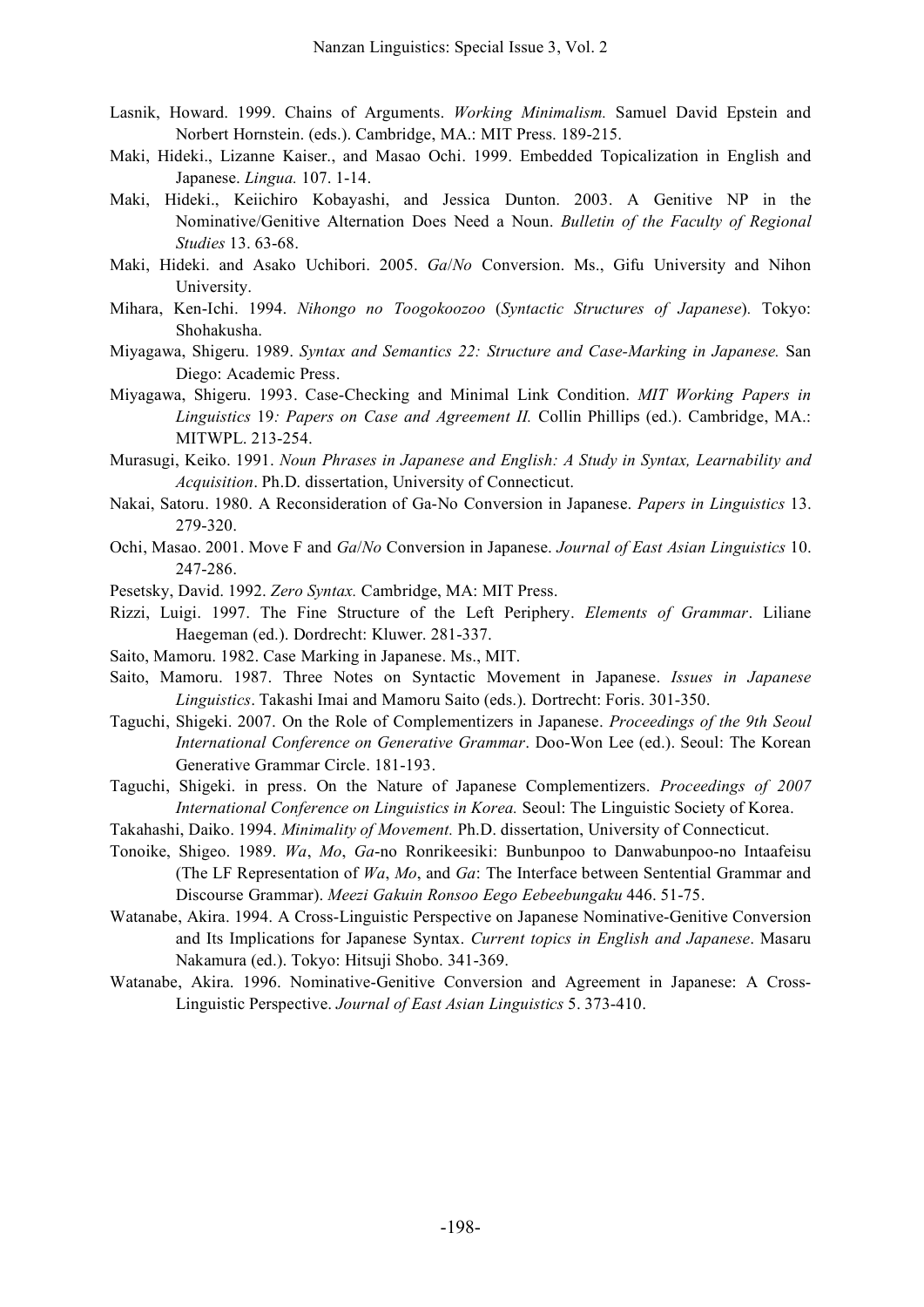Lasnik, Howard. 1999. Chains of Arguments. *Working Minimalism.* Samuel David Epstein and Norbert Hornstein. (eds.). Cambridge, MA.: MIT Press. 189-215.

Maki, Hideki., Lizanne Kaiser., and Masao Ochi. 1999. Embedded Topicalization in English and Japanese. *Lingua.* 107. 1-14.

Maki, Hideki., Keiichiro Kobayashi, and Jessica Dunton. 2003. A Genitive NP in the Nominative/Genitive Alternation Does Need a Noun. *Bulletin of the Faculty of Regional Studies* 13. 63-68.

Maki, Hideki. and Asako Uchibori. 2005. *Ga*/*No* Conversion. Ms., Gifu University and Nihon University.

Mihara, Ken-Ichi. 1994. *Nihongo no Toogokoozoo* (*Syntactic Structures of Japanese*). Tokyo: Shohakusha.

Miyagawa, Shigeru. 1989. *Syntax and Semantics 22: Structure and Case-Marking in Japanese.* San Diego: Academic Press.

Miyagawa, Shigeru. 1993. Case-Checking and Minimal Link Condition. *MIT Working Papers in Linguistics* 19*: Papers on Case and Agreement II.* Collin Phillips (ed.). Cambridge, MA.: MITWPL. 213-254.

Murasugi, Keiko. 1991. *Noun Phrases in Japanese and English: A Study in Syntax, Learnability and Acquisition*. Ph.D. dissertation, University of Connecticut.

Nakai, Satoru. 1980. A Reconsideration of Ga-No Conversion in Japanese. *Papers in Linguistics* 13. 279-320.

Ochi, Masao. 2001. Move F and *Ga*/*No* Conversion in Japanese. *Journal of East Asian Linguistics* 10. 247-286.

Pesetsky, David. 1992. *Zero Syntax.* Cambridge, MA: MIT Press.

Rizzi, Luigi. 1997. The Fine Structure of the Left Periphery. *Elements of Grammar*. Liliane Haegeman (ed.). Dordrecht: Kluwer. 281-337.

Saito, Mamoru. 1982. Case Marking in Japanese. Ms., MIT.

Saito, Mamoru. 1987. Three Notes on Syntactic Movement in Japanese. *Issues in Japanese Linguistics*. Takashi Imai and Mamoru Saito (eds.). Dortrecht: Foris. 301-350.

Taguchi, Shigeki. 2007. On the Role of Complementizers in Japanese. *Proceedings of the 9th Seoul International Conference on Generative Grammar*. Doo-Won Lee (ed.). Seoul: The Korean Generative Grammar Circle. 181-193.

Taguchi, Shigeki. in press. On the Nature of Japanese Complementizers. *Proceedings of 2007 International Conference on Linguistics in Korea.* Seoul: The Linguistic Society of Korea.

Takahashi, Daiko. 1994. *Minimality of Movement.* Ph.D. dissertation, University of Connecticut.

Tonoike, Shigeo. 1989. *Wa*, *Mo*, *Ga*-no Ronrikeesiki: Bunbunpoo to Danwabunpoo-no Intaafeisu (The LF Representation of *Wa*, *Mo*, and *Ga*: The Interface between Sentential Grammar and Discourse Grammar). *Meezi Gakuin Ronsoo Eego Eebeebungaku* 446. 51-75.

Watanabe, Akira. 1994. A Cross-Linguistic Perspective on Japanese Nominative-Genitive Conversion and Its Implications for Japanese Syntax. *Current topics in English and Japanese*. Masaru Nakamura (ed.). Tokyo: Hitsuji Shobo. 341-369.

Watanabe, Akira. 1996. Nominative-Genitive Conversion and Agreement in Japanese: A Cross-Linguistic Perspective. *Journal of East Asian Linguistics* 5. 373-410.